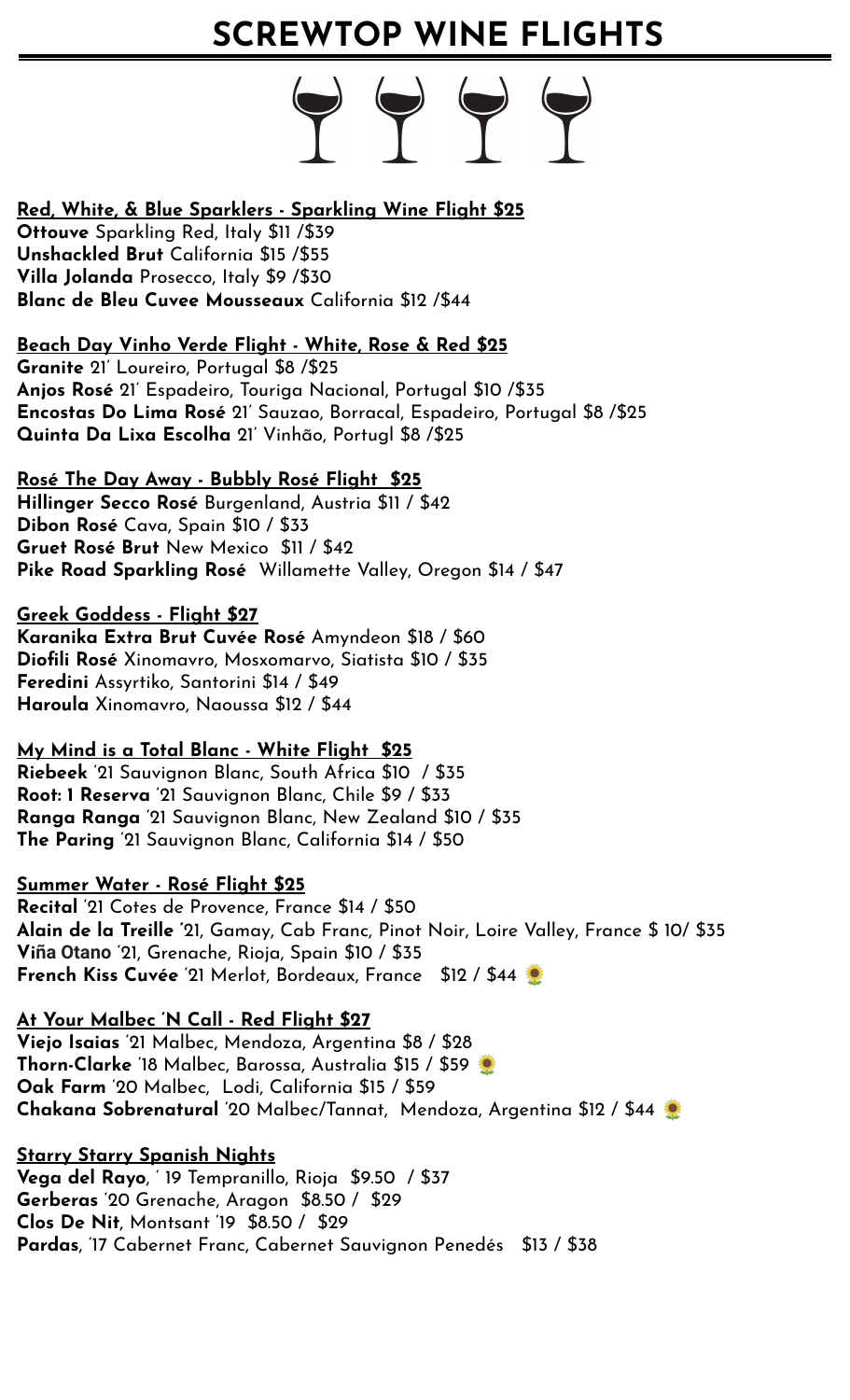# SCREWTOP WINE FLIGHTS

**Red, White, & Blue Sparklers - Sparkling Wine Flight $25**
**Ottouve** Sparkling Red, Italy $11 /$39
**Unshackled Brut** California $15 /$55
**Villa Jolanda** Prosecco, Italy $9 /$30
**Blanc de Bleu Cuvee Mousseaux** California $12 /$44

**Beach Day Vinho Verde Flight - White, Rose & Red $25**
**Granite** 21' Loureiro, Portugal $8 /$25
**Anjos Rosé** 21' Espadeiro, Touriga Nacional, Portugal $10 /$35
**Encostas Do Lima Rosé** 21' Sauzao, Borracal, Espadeiro, Portugal $8 /$25
**Quinta Da Lixa Escolha** 21' Vinhão, Portugl $8 /$25

**Rosé The Day Away - Bubbly Rosé Flight $25**
**Hillinger Secco Rosé** Burgenland, Austria $11 / $42
**Dibon Rosé** Cava, Spain $10 / $33
**Gruet Rosé Brut** New Mexico $11 / $42
**Pike Road Sparkling Rosé** Willamette Valley, Oregon $14 / $47

**Greek Goddess - Flight $27**
**Karanika Extra Brut Cuvée Rosé** Amyndeon $18 / $60
**Diofili Rosé** Xinomavro, Mosxomarvo, Siatista $10 / $35
**Feredini** Assyrtiko, Santorini $14 / $49
**Haroula** Xinomavro, Naoussa $12 / $44

**My Mind is a Total Blanc - White Flight $25**
**Riebeek** '21 Sauvignon Blanc, South Africa $10 / $35
**Root: 1 Reserva** '21 Sauvignon Blanc, Chile $9 / $33
**Ranga Ranga** '21 Sauvignon Blanc, New Zealand $10 / $35
**The Paring** '21 Sauvignon Blanc, California $14 / $50

**Summer Water - Rosé Flight $25**
**Recital** '21 Cotes de Provence, France $14 / $50
**Alain de la Treille** '21, Gamay, Cab Franc, Pinot Noir, Loire Valley, France $ 10/ $35
**Viña Otano** '21, Grenache, Rioja, Spain $10 / $35
**French Kiss Cuvée** '21 Merlot, Bordeaux, France $12 / $44 🌻

**At Your Malbec 'N Call - Red Flight $27**
**Viejo Isaias** '21 Malbec, Mendoza, Argentina $8 / $28
**Thorn-Clarke** '18 Malbec, Barossa, Australia $15 / $59 🌻
**Oak Farm** '20 Malbec, Lodi, California $15 / $59
**Chakana Sobrenatural** '20 Malbec/Tannat, Mendoza, Argentina $12 / $44 🌻

**Starry Starry Spanish Nights**
**Vega del Rayo**, ' 19 Tempranillo, Rioja $9.50 / $37
**Gerberas** '20 Grenache, Aragon $8.50 / $29
**Clos De Nit**, Montsant '19 $8.50 / $29
**Pardas**, '17 Cabernet Franc, Cabernet Sauvignon Penedés $13 / $38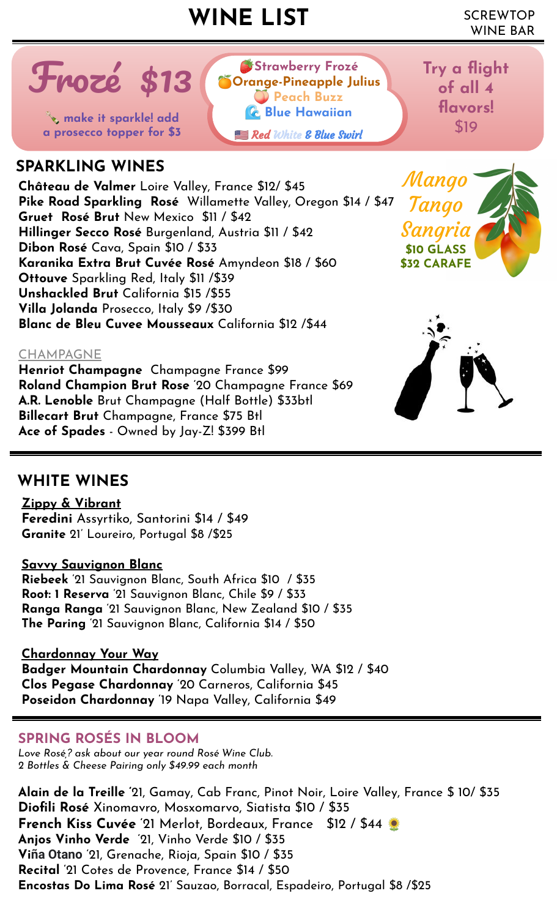# WINE LIST

SCREWTOP WINE BAR

## Frozé $13

🍾 make it sparkle! add a prosecco topper for $3

- 🍓Strawberry Frozé
- 🍊Orange-Pineapple Julius
- 🍑 Peach Buzz
- 🌊 Blue Hawaiian
- 🇺🇸 *Red White & Blue Swirl*

**Try a flight of all 4 flavors! $19**

## SPARKLING WINES

**Château de Valmer** Loire Valley, France $12/ $45
**Pike Road Sparkling Rosé** Willamette Valley, Oregon $14 / $47
**Gruet Rosé Brut** New Mexico $11 / $42
**Hillinger Secco Rosé** Burgenland, Austria $11 / $42
**Dibon Rosé** Cava, Spain $10 / $33
**Karanika Extra Brut Cuvée Rosé** Amyndeon $18 / $60
**Ottouve** Sparkling Red, Italy $11 /$39
**Unshackled Brut** California $15 /$55
**Villa Jolanda** Prosecco, Italy $9 /$30
**Blanc de Bleu Cuvee Mousseaux** California $12 /$44

*Mango Tango Sangria*
**$10 GLASS**
**$32 CARAFE**

### CHAMPAGNE

**Henriot Champagne** Champagne France $99
**Roland Champion Brut Rose** '20 Champagne France $69
**A.R. Lenoble** Brut Champagne (Half Bottle) $33btl
**Billecart Brut** Champagne, France $75 Btl
**Ace of Spades** - Owned by Jay-Z! $399 Btl

## WHITE WINES

**Zippy & Vibrant**
**Feredini** Assyrtiko, Santorini $14 / $49
**Granite** 21' Loureiro, Portugal $8 /$25

**Savvy Sauvignon Blanc**
**Riebeek** '21 Sauvignon Blanc, South Africa $10 / $35
**Root: 1 Reserva** '21 Sauvignon Blanc, Chile $9 / $33
**Ranga Ranga** '21 Sauvignon Blanc, New Zealand $10 / $35
**The Paring** '21 Sauvignon Blanc, California $14 / $50

**Chardonnay Your Way**
**Badger Mountain Chardonnay** Columbia Valley, WA $12 / $40
**Clos Pegase Chardonnay** '20 Carneros, California $45
**Poseidon Chardonnay** '19 Napa Valley, California $49

## SPRING ROSÉS IN BLOOM

*Love Rosé? ask about our year round Rosé Wine Club.*
*2 Bottles & Cheese Pairing only $49.99 each month*

**Alain de la Treille** '21, Gamay, Cab Franc, Pinot Noir, Loire Valley, France $ 10/ $35
**Diofili Rosé** Xinomavro, Mosxomarvo, Siatista $10 / $35
**French Kiss Cuvée** '21 Merlot, Bordeaux, France $12 / $44 🌻
**Anjos Vinho Verde** '21, Vinho Verde $10 / $35
**Viña Otano** '21, Grenache, Rioja, Spain $10 / $35
**Recital** '21 Cotes de Provence, France $14 / $50
**Encostas Do Lima Rosé** 21' Sauzao, Borracal, Espadeiro, Portugal $8 /$25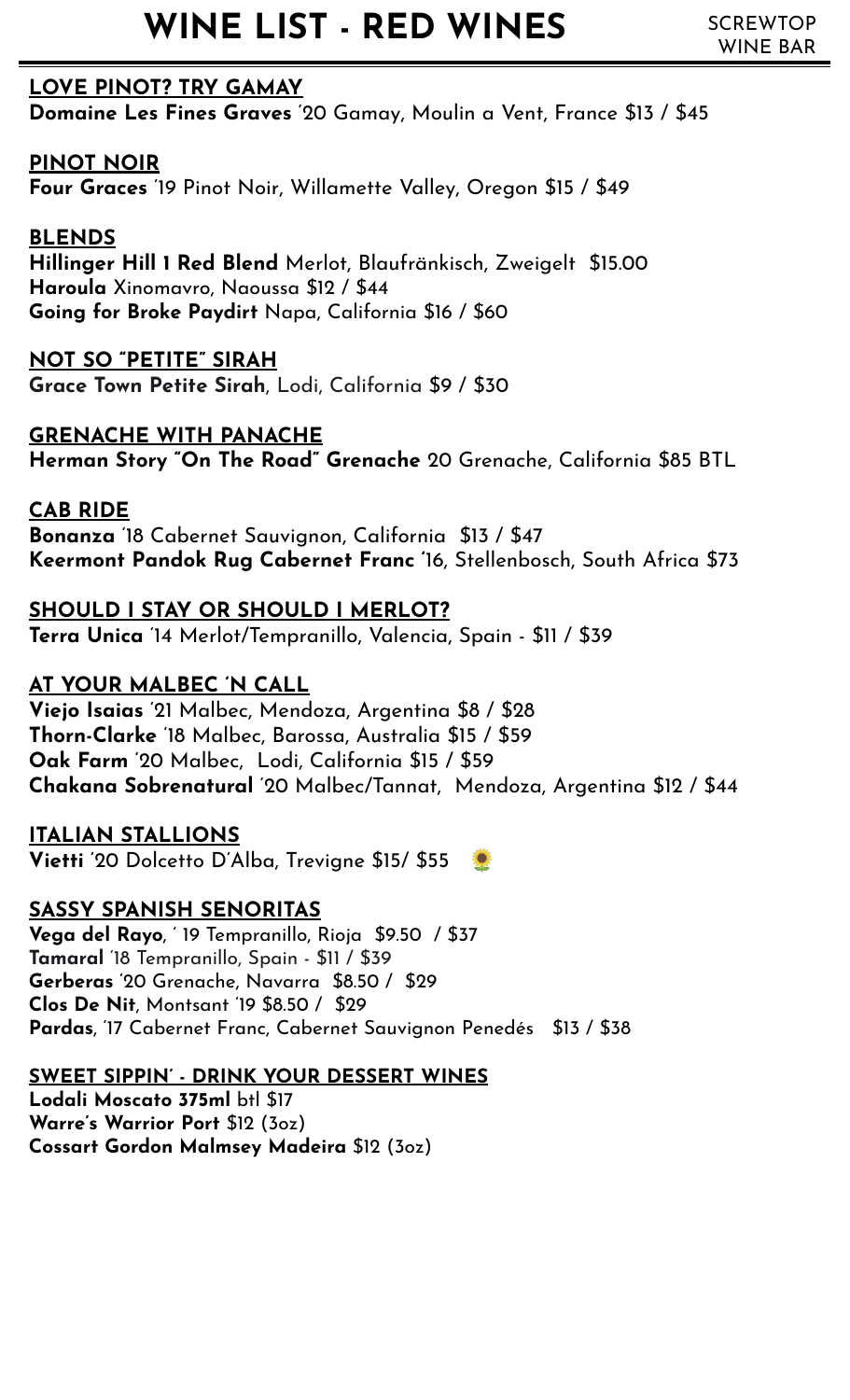# WINE LIST - RED WINES

SCREWTOP WINE BAR

## LOVE PINOT? TRY GAMAY

**Domaine Les Fines Graves** '20 Gamay, Moulin a Vent, France $13 / $45

## PINOT NOIR

**Four Graces** '19 Pinot Noir, Willamette Valley, Oregon $15 / $49

## BLENDS

**Hillinger Hill 1 Red Blend** Merlot, Blaufränkisch, Zweigelt $15.00
**Haroula** Xinomavro, Naoussa $12 / $44
**Going for Broke Paydirt** Napa, California $16 / $60

## NOT SO "PETITE" SIRAH

**Grace Town Petite Sirah**, Lodi, California $9 / $30

## GRENACHE WITH PANACHE

**Herman Story "On The Road" Grenache** 20 Grenache, California $85 BTL

## CAB RIDE

**Bonanza** '18 Cabernet Sauvignon, California $13 / $47
**Keermont Pandok Rug Cabernet Franc** '16, Stellenbosch, South Africa $73

## SHOULD I STAY OR SHOULD I MERLOT?

**Terra Unica** '14 Merlot/Tempranillo, Valencia, Spain - $11 / $39

## AT YOUR MALBEC 'N CALL

**Viejo Isaias** '21 Malbec, Mendoza, Argentina $8 / $28
**Thorn-Clarke** '18 Malbec, Barossa, Australia $15 / $59
**Oak Farm** '20 Malbec, Lodi, California $15 / $59
**Chakana Sobrenatural** '20 Malbec/Tannat, Mendoza, Argentina $12 / $44

## ITALIAN STALLIONS

**Vietti** '20 Dolcetto D'Alba, Trevigne $15/ $55 🌻

## SASSY SPANISH SENORITAS

**Vega del Rayo**, ' 19 Tempranillo, Rioja $9.50 / $37
**Tamaral** '18 Tempranillo, Spain - $11 / $39
**Gerberas** '20 Grenache, Navarra $8.50 / $29
**Clos De Nit**, Montsant '19 $8.50 / $29
**Pardas**, '17 Cabernet Franc, Cabernet Sauvignon Penedés $13 / $38

## SWEET SIPPIN' - DRINK YOUR DESSERT WINES

**Lodali Moscato 375ml** btl $17
**Warre's Warrior Port** $12 (3oz)
**Cossart Gordon Malmsey Madeira** $12 (3oz)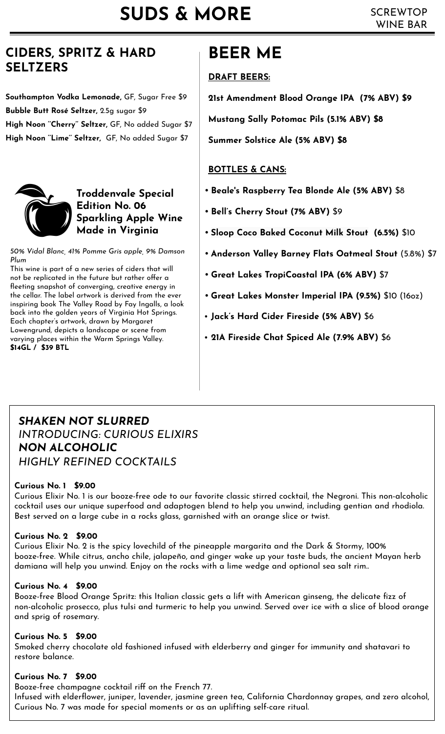# SUDS & MORE

SCREWTOP WINE BAR

## CIDERS, SPRITZ & HARD SELTZERS

**Southampton Vodka Lemonade,** GF, Sugar Free $9

**Bubble Butt Rosé Seltzer,** 2.5g sugar $9

**High Noon "Cherry" Seltzer,** GF, No added Sugar $7

**High Noon "Lime" Seltzer,** GF, No added Sugar $7

### Troddenvale Special Edition No. 06 Sparkling Apple Wine Made in Virginia

*50% Vidal Blanc, 41% Pomme Gris apple, 9% Damson Plum*

This wine is part of a new series of ciders that will not be replicated in the future but rather offer a fleeting snapshot of converging, creative energy in the cellar. The label artwork is derived from the ever inspiring book The Valley Road by Fay Ingalls, a look back into the golden years of Virginia Hot Springs. Each chapter's artwork, drawn by Margaret Lowengrund, depicts a landscape or scene from varying places within the Warm Springs Valley.

**$14GL / $39 BTL**

## BEER ME

### DRAFT BEERS:

**21st Amendment Blood Orange IPA (7% ABV) $9**

**Mustang Sally Potomac Pils (5.1% ABV) $8**

**Summer Solstice Ale (5% ABV) $8**

### BOTTLES & CANS:

- **Beale's Raspberry Tea Blonde Ale (5% ABV)** $8
- **Bell's Cherry Stout (7% ABV)** $9
- **Sloop Coco Baked Coconut Milk Stout (6.5%)** $10
- **Anderson Valley Barney Flats Oatmeal Stout** (5.8%) $7
- **Great Lakes TropiCoastal IPA (6% ABV)** $7
- **Great Lakes Monster Imperial IPA (9.5%)** $10 (16oz)
- **Jack's Hard Cider Fireside (5% ABV)** $6
- **21A Fireside Chat Spiced Ale (7.9% ABV)** $6

## *SHAKEN NOT SLURRED*

*INTRODUCING: CURIOUS ELIXIRS*

***NON ALCOHOLIC***

*HIGHLY REFINED COCKTAILS*

**Curious No. 1 $9.00**

Curious Elixir No. 1 is our booze-free ode to our favorite classic stirred cocktail, the Negroni. This non-alcoholic cocktail uses our unique superfood and adaptogen blend to help you unwind, including gentian and rhodiola. Best served on a large cube in a rocks glass, garnished with an orange slice or twist.

**Curious No. 2 $9.00**

Curious Elixir No. 2 is the spicy lovechild of the pineapple margarita and the Dark & Stormy, 100% booze-free. While citrus, ancho chile, jalapeño, and ginger wake up your taste buds, the ancient Mayan herb damiana will help you unwind. Enjoy on the rocks with a lime wedge and optional sea salt rim..

**Curious No. 4 $9.00**

Booze-free Blood Orange Spritz: this Italian classic gets a lift with American ginseng, the delicate fizz of non-alcoholic prosecco, plus tulsi and turmeric to help you unwind. Served over ice with a slice of blood orange and sprig of rosemary.

**Curious No. 5 $9.00**

Smoked cherry chocolate old fashioned infused with elderberry and ginger for immunity and shatavari to restore balance.

**Curious No. 7 $9.00**

Booze-free champagne cocktail riff on the French 77.
Infused with elderflower, juniper, lavender, jasmine green tea, California Chardonnay grapes, and zero alcohol, Curious No. 7 was made for special moments or as an uplifting self-care ritual.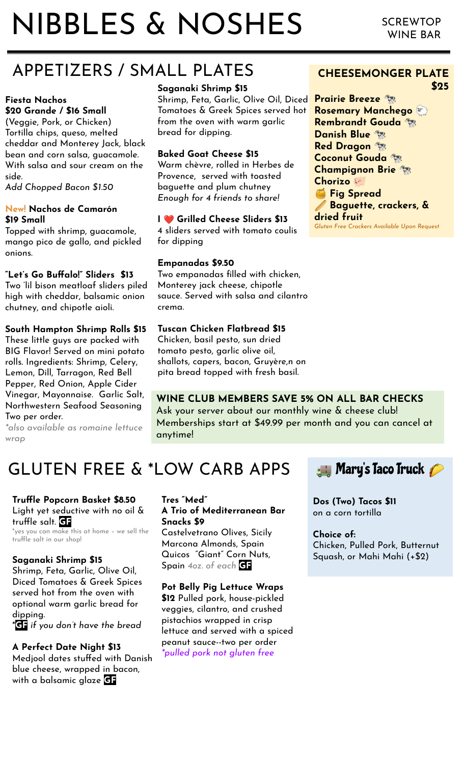# NIBBLES & NOSHES

SCREWTOP WINE BAR

## APPETIZERS / SMALL PLATES

**Fiesta Nachos**
**$20 Grande / $16 Small**
(Veggie, Pork, or Chicken) Tortilla chips, queso, melted cheddar and Monterey Jack, black bean and corn salsa, guacamole. With salsa and sour cream on the side.
*Add Chopped Bacon $1.50*

**New! Nachos de Camarón $19 Small**
Topped with shrimp, guacamole, mango pico de gallo, and pickled onions.

**"Let's Go Buffalo!" Sliders $13**
Two 'lil bison meatloaf sliders piled high with cheddar, balsamic onion chutney, and chipotle aioli.

**South Hampton Shrimp Rolls $15**
These little guys are packed with BIG Flavor! Served on mini potato rolls. Ingredients: Shrimp, Celery, Lemon, Dill, Tarragon, Red Bell Pepper, Red Onion, Apple Cider Vinegar, Mayonnaise. Garlic Salt, Northwestern Seafood Seasoning Two per order.
*\*also available as romaine lettuce wrap*

**Saganaki Shrimp $15**
Shrimp, Feta, Garlic, Olive Oil, Diced Tomatoes & Greek Spices served hot from the oven with warm garlic bread for dipping.

**Baked Goat Cheese $15**
Warm chèvre, rolled in Herbes de Provence, served with toasted baguette and plum chutney
*Enough for 4 friends to share!*

**I ❤️ Grilled Cheese Sliders $13**
4 sliders served with tomato coulis for dipping

**Empanadas $9.50**
Two empanadas filled with chicken, Monterey jack cheese, chipotle sauce. Served with salsa and cilantro crema.

**Tuscan Chicken Flatbread $15**
Chicken, basil pesto, sun dried tomato pesto, garlic olive oil, shallots, capers, bacon, Gruyère,n on pita bread topped with fresh basil.

### CHEESEMONGER PLATE $25

**Prairie Breeze** 🐄
**Rosemary Manchego** 🐑
**Rembrandt Gouda** 🐄
**Danish Blue** 🐄
**Red Dragon** 🐄
**Coconut Gouda** 🐄
**Champignon Brie** 🐄
**Chorizo** 🐖
🍯 **Fig Spread**
🥖 **Baguette, crackers, & dried fruit**
*Gluten Free Crackers Available Upon Request*

**WINE CLUB MEMBERS SAVE 5% ON ALL BAR CHECKS**
Ask your server about our monthly wine & cheese club! Memberships start at $49.99 per month and you can cancel at anytime!

## GLUTEN FREE & *LOW CARB APPS

**Truffle Popcorn Basket $8.50**
Light yet seductive with no oil & truffle salt. **GF**
*yes you can make this at home - we sell the truffle salt in our shop!

**Saganaki Shrimp $15**
Shrimp, Feta, Garlic, Olive Oil, Diced Tomatoes & Greek Spices served hot from the oven with optional warm garlic bread for dipping.
***GF** *if you don't have the bread*

**A Perfect Date Night $13**
Medjool dates stuffed with Danish blue cheese, wrapped in bacon, with a balsamic glaze **GF**

**Tres "Med"**
**A Trio of Mediterranean Bar Snacks $9**
Castelvetrano Olives, Sicily
Marcona Almonds, Spain
Quicos "Giant" Corn Nuts, Spain *4oz. of each* **GF**

**Pot Belly Pig Lettuce Wraps $12** Pulled pork, house-pickled veggies, cilantro, and crushed pistachios wrapped in crisp lettuce and served with a spiced peanut sauce--two per order
*\*pulled pork not gluten free*

## 🚚 Mary's Taco Truck 🌮

**Dos (Two) Tacos $11**
on a corn tortilla

**Choice of:**
Chicken, Pulled Pork, Butternut Squash, or Mahi Mahi (+$2)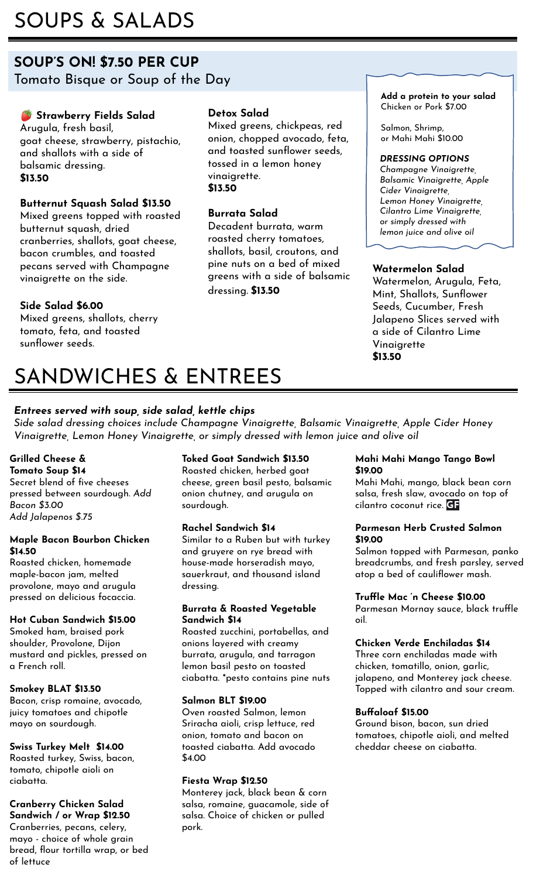# SOUPS & SALADS

## SOUP'S ON! $7.50 PER CUP

Tomato Bisque or Soup of the Day

**🍓 Strawberry Fields Salad**
Arugula, fresh basil, goat cheese, strawberry, pistachio, and shallots with a side of balsamic dressing.
**$13.50**

**Butternut Squash Salad $13.50**
Mixed greens topped with roasted butternut squash, dried cranberries, shallots, goat cheese, bacon crumbles, and toasted pecans served with Champagne vinaigrette on the side.

**Side Salad $6.00**
Mixed greens, shallots, cherry tomato, feta, and toasted sunflower seeds.

**Detox Salad**
Mixed greens, chickpeas, red onion, chopped avocado, feta, and toasted sunflower seeds, tossed in a lemon honey vinaigrette.
**$13.50**

**Burrata Salad**
Decadent burrata, warm roasted cherry tomatoes, shallots, basil, croutons, and pine nuts on a bed of mixed greens with a side of balsamic dressing. **$13.50**

**Add a protein to your salad**
Chicken or Pork $7.00

Salmon, Shrimp, or Mahi Mahi $10.00

***DRESSING OPTIONS***
*Champagne Vinaigrette, Balsamic Vinaigrette, Apple Cider Vinaigrette, Lemon Honey Vinaigrette, Cilantro Lime Vinaigrette, or simply dressed with lemon juice and olive oil*

**Watermelon Salad**
Watermelon, Arugula, Feta, Mint, Shallots, Sunflower Seeds, Cucumber, Fresh Jalapeno Slices served with a side of Cilantro Lime Vinaigrette
**$13.50**

# SANDWICHES & ENTREES

***Entrees served with soup, side salad, kettle chips***
*Side salad dressing choices include Champagne Vinaigrette, Balsamic Vinaigrette, Apple Cider Honey Vinaigrette, Lemon Honey Vinaigrette, or simply dressed with lemon juice and olive oil*

**Grilled Cheese & Tomato Soup $14**
Secret blend of five cheeses pressed between sourdough. *Add Bacon $3.00*
*Add Jalapenos $.75*

**Maple Bacon Bourbon Chicken $14.50**
Roasted chicken, homemade maple-bacon jam, melted provolone, mayo and arugula pressed on delicious focaccia.

**Hot Cuban Sandwich $15.00**
Smoked ham, braised pork shoulder, Provolone, Dijon mustard and pickles, pressed on a French roll.

**Smokey BLAT $13.50**
Bacon, crisp romaine, avocado, juicy tomatoes and chipotle mayo on sourdough.

**Swiss Turkey Melt $14.00**
Roasted turkey, Swiss, bacon, tomato, chipotle aioli on ciabatta.

**Cranberry Chicken Salad Sandwich / or Wrap $12.50**
Cranberries, pecans, celery, mayo - choice of whole grain bread, flour tortilla wrap, or bed of lettuce

**Toked Goat Sandwich $13.50**
Roasted chicken, herbed goat cheese, green basil pesto, balsamic onion chutney, and arugula on sourdough.

**Rachel Sandwich $14**
Similar to a Ruben but with turkey and gruyere on rye bread with house-made horseradish mayo, sauerkraut, and thousand island dressing.

**Burrata & Roasted Vegetable Sandwich $14**
Roasted zucchini, portabellas, and onions layered with creamy burrata, arugula, and tarragon lemon basil pesto on toasted ciabatta. *pesto contains pine nuts

**Salmon BLT $19.00**
Oven roasted Salmon, lemon Sriracha aioli, crisp lettuce, red onion, tomato and bacon on toasted ciabatta. Add avocado $4.00

**Fiesta Wrap $12.50**
Monterey jack, black bean & corn salsa, romaine, guacamole, side of salsa. Choice of chicken or pulled pork.

**Mahi Mahi Mango Tango Bowl $19.00**
Mahi Mahi, mango, black bean corn salsa, fresh slaw, avocado on top of cilantro coconut rice. **GF**

**Parmesan Herb Crusted Salmon $19.00**
Salmon topped with Parmesan, panko breadcrumbs, and fresh parsley, served atop a bed of cauliflower mash.

**Truffle Mac 'n Cheese $10.00**
Parmesan Mornay sauce, black truffle oil.

**Chicken Verde Enchiladas $14**
Three corn enchiladas made with chicken, tomatillo, onion, garlic, jalapeno, and Monterey jack cheese. Topped with cilantro and sour cream.

**Buffaloaf $15.00**
Ground bison, bacon, sun dried tomatoes, chipotle aioli, and melted cheddar cheese on ciabatta.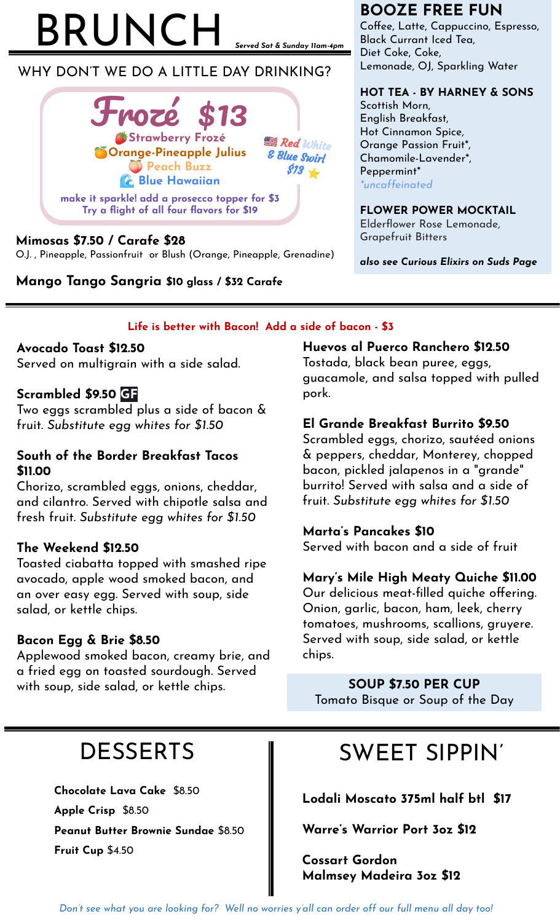# BRUNCH

*Served Sat & Sunday 11am-4pm*

## WHY DON'T WE DO A LITTLE DAY DRINKING?

### Frozé $13

🍓 Strawberry Frozé
🍊 Orange-Pineapple Julius
🍑 Peach Buzz
🌊 Blue Hawaiian

🇺🇸 Red White & Blue Swirl $13 ⭐

make it sparkle! add a prosecco topper for $3
Try a flight of all four flavors for $19

**Mimosas $7.50 / Carafe $28**
O.J. , Pineapple, Passionfruit or Blush (Orange, Pineapple, Grenadine)

**Mango Tango Sangria $10 glass / $32 Carafe**

## BOOZE FREE FUN

Coffee, Latte, Cappuccino, Espresso, Black Currant Iced Tea, Diet Coke, Coke, Lemonade, OJ, Sparkling Water

### HOT TEA - BY HARNEY & SONS

Scottish Morn, English Breakfast, Hot Cinnamon Spice, Orange Passion Fruit*, Chamomile-Lavender*, Peppermint*
*uncaffeinated*

### FLOWER POWER MOCKTAIL

Elderflower Rose Lemonade, Grapefruit Bitters

***also see Curious Elixirs on Suds Page***

---

**Life is better with Bacon! Add a side of bacon - $3**

**Avocado Toast $12.50**
Served on multigrain with a side salad.

**Scrambled $9.50 GF**
Two eggs scrambled plus a side of bacon & fruit. *Substitute egg whites for $1.50*

**South of the Border Breakfast Tacos $11.00**
Chorizo, scrambled eggs, onions, cheddar, and cilantro. Served with chipotle salsa and fresh fruit. *Substitute egg whites for $1.50*

**The Weekend $12.50**
Toasted ciabatta topped with smashed ripe avocado, apple wood smoked bacon, and an over easy egg. Served with soup, side salad, or kettle chips.

**Bacon Egg & Brie $8.50**
Applewood smoked bacon, creamy brie, and a fried egg on toasted sourdough. Served with soup, side salad, or kettle chips.

**Huevos al Puerco Ranchero $12.50**
Tostada, black bean puree, eggs, guacamole, and salsa topped with pulled pork.

**El Grande Breakfast Burrito $9.50**
Scrambled eggs, chorizo, sautéed onions & peppers, cheddar, Monterey, chopped bacon, pickled jalapenos in a "grande" burrito! Served with salsa and a side of fruit. *Substitute egg whites for $1.50*

**Marta's Pancakes $10**
Served with bacon and a side of fruit

**Mary's Mile High Meaty Quiche $11.00**
Our delicious meat-filled quiche offering. Onion, garlic, bacon, ham, leek, cherry tomatoes, mushrooms, scallions, gruyere. Served with soup, side salad, or kettle chips.

**SOUP $7.50 PER CUP**
Tomato Bisque or Soup of the Day

---

## DESSERTS

**Chocolate Lava Cake** $8.50
**Apple Crisp** $8.50
**Peanut Butter Brownie Sundae** $8.50
**Fruit Cup** $4.50

## SWEET SIPPIN'

**Lodali Moscato 375ml half btl $17**

**Warre's Warrior Port 3oz $12**

**Cossart Gordon Malmsey Madeira 3oz $12**

*Don't see what you are looking for? Well no worries y'all can order off our full menu all day too!*